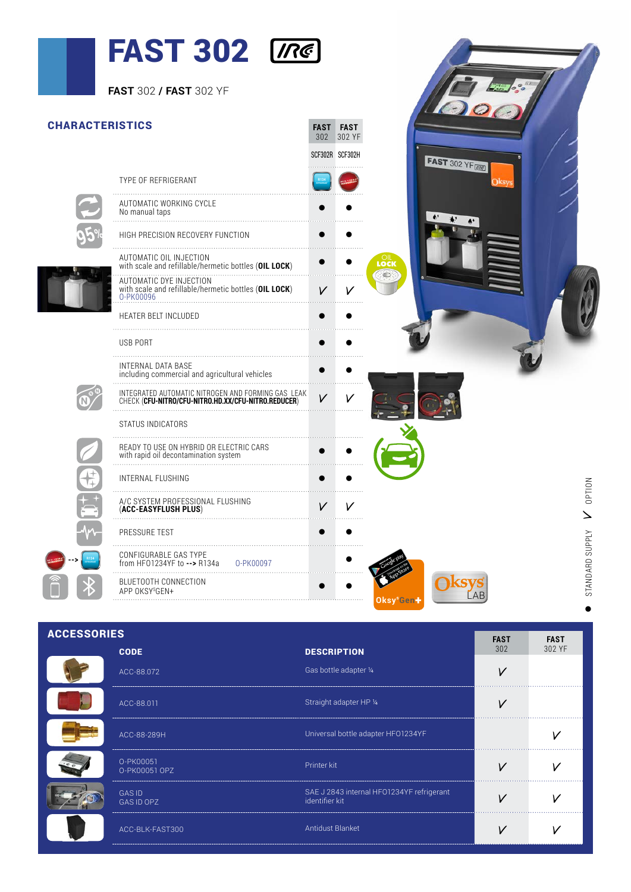# FAST 302

**FAST** 302 / **FAST** 302 YF

## CHARACTERISTICS

| | FAST 302 | FAST 302 YF |
|---|---|---|
| | SCF302R | SCF302H |
| TYPE OF REFRIGERANT | R134 | HFO1234YF |
| AUTOMATIC WORKING CYCLE<br>No manual taps | ● | ● |
| HIGH PRECISION RECOVERY FUNCTION | ● | ● |
| AUTOMATIC OIL INJECTION<br>with scale and refillable/hermetic bottles (**OIL LOCK**) | ● | ● |
| AUTOMATIC DYE INJECTION<br>with scale and refillable/hermetic bottles (**OIL LOCK**)<br>O-PK00096 | V | V |
| HEATER BELT INCLUDED | ● | ● |
| USB PORT | ● | ● |
| INTERNAL DATA BASE<br>including commercial and agricultural vehicles | ● | ● |
| INTEGRATED AUTOMATIC NITROGEN AND FORMING GAS LEAK CHECK (**CFU-NITRO/CFU-NITRO.HD.XX/CFU-NITRO.REDUCER**) | V | V |
| STATUS INDICATORS | | |
| READY TO USE ON HYBRID OR ELECTRIC CARS<br>with rapid oil decontamination system | ● | ● |
| INTERNAL FLUSHING | ● | ● |
| A/C SYSTEM PROFESSIONAL FLUSHING<br>(**ACC-EASYFLUSH PLUS**) | V | V |
| PRESSURE TEST | ● | ● |
| CONFIGURABLE GAS TYPE<br>from HFO1234YF to --> R134a O-PK00097 | | ● |
| BLUETOOTH CONNECTION<br>APP OKSYSGEN+ | ● | ● |

● STANDARD SUPPLY V OPTION

## ACCESSORIES

| CODE | DESCRIPTION | FAST 302 | FAST 302 YF |
|---|---|---|---|
| ACC-88.072 | Gas bottle adapter ¼ | V | |
| ACC-88.011 | Straight adapter HP ¼ | V | |
| ACC-88-289H | Universal bottle adapter HFO1234YF | | V |
| O-PK00051<br>O-PK00051 OPZ | Printer kit | V | V |
| GAS ID<br>GAS ID OPZ | SAE J 2843 internal HFO1234YF refrigerant identifier kit | V | V |
| ACC-BLK-FAST300 | Antidust Blanket | V | V |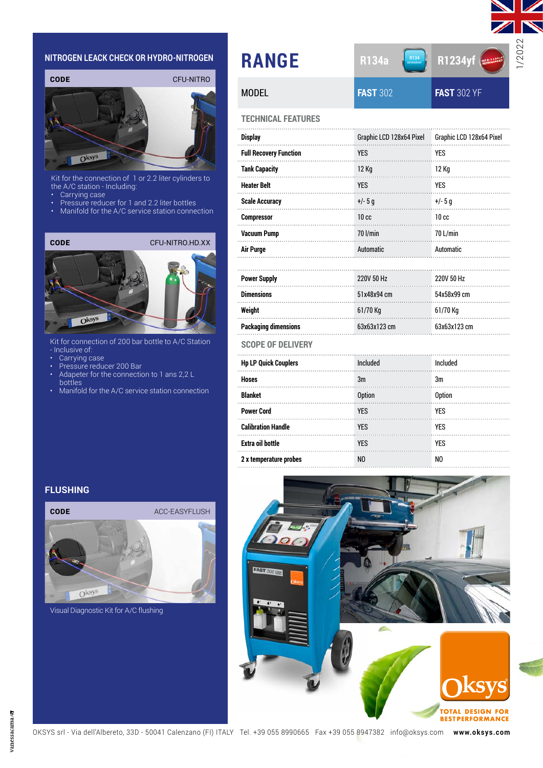## NITROGEN LEACK CHECK OR HYDRO-NITROGEN

| CODE | CFU-NITRO |
|---|---|

Kit for the connection of 1 or 2.2 liter cylinders to the A/C station - Including:

- Carrying case
- Pressure reducer for 1 and 2.2 liter bottles
- Manifold for the A/C service station connection

| CODE | CFU-NITRO.HD.XX |
|---|---|

Kit for connection of 200 bar bottle to A/C Station - Inclusive of:

- Carrying case
- Pressure reducer 200 Bar
- Adapeter for the connection to 1 ans 2,2 L bottles
- Manifold for the A/C service station connection

## FLUSHING

| CODE | ACC-EASYFLUSH |
|---|---|

Visual Diagnostic Kit for A/C flushing

# RANGE

| | R134a | R1234yf |
|---|---|---|
| MODEL | FAST 302 | FAST 302 YF |
| **TECHNICAL FEATURES** | | |
| **Display** | Graphic LCD 128x64 Pixel | Graphic LCD 128x64 Pixel |
| **Full Recovery Function** | YES | YES |
| **Tank Capacity** | 12 Kg | 12 Kg |
| **Heater Belt** | YES | YES |
| **Scale Accuracy** | +/- 5 g | +/- 5 g |
| **Compressor** | 10 cc | 10 cc |
| **Vacuum Pump** | 70 l/min | 70 L/min |
| **Air Purge** | Automatic | Automatic |
| | | |
| **Power Supply** | 220V 50 Hz | 220V 50 Hz |
| **Dimensions** | 51x48x94 cm | 54x58x99 cm |
| **Weight** | 61/70 Kg | 61/70 Kg |
| **Packaging dimensions** | 63x63x123 cm | 63x63x123 cm |
| **SCOPE OF DELIVERY** | | |
| **Hp LP Quick Couplers** | Included | Included |
| **Hoses** | 3m | 3m |
| **Blanket** | Option | Option |
| **Power Cord** | YES | YES |
| **Calibration Handle** | YES | YES |
| **Extra oil bottle** | YES | YES |
| **2 x temperature probes** | NO | NO |

Oksys

TOTAL DESIGN FOR BEST PERFORMANCE

OKSYS srl - Via dell'Albereto, 33D - 50041 Calenzano (FI) ITALY Tel. +39 055 8990665 Fax +39 055 8947382 info@oksys.com **www.oksys.com**